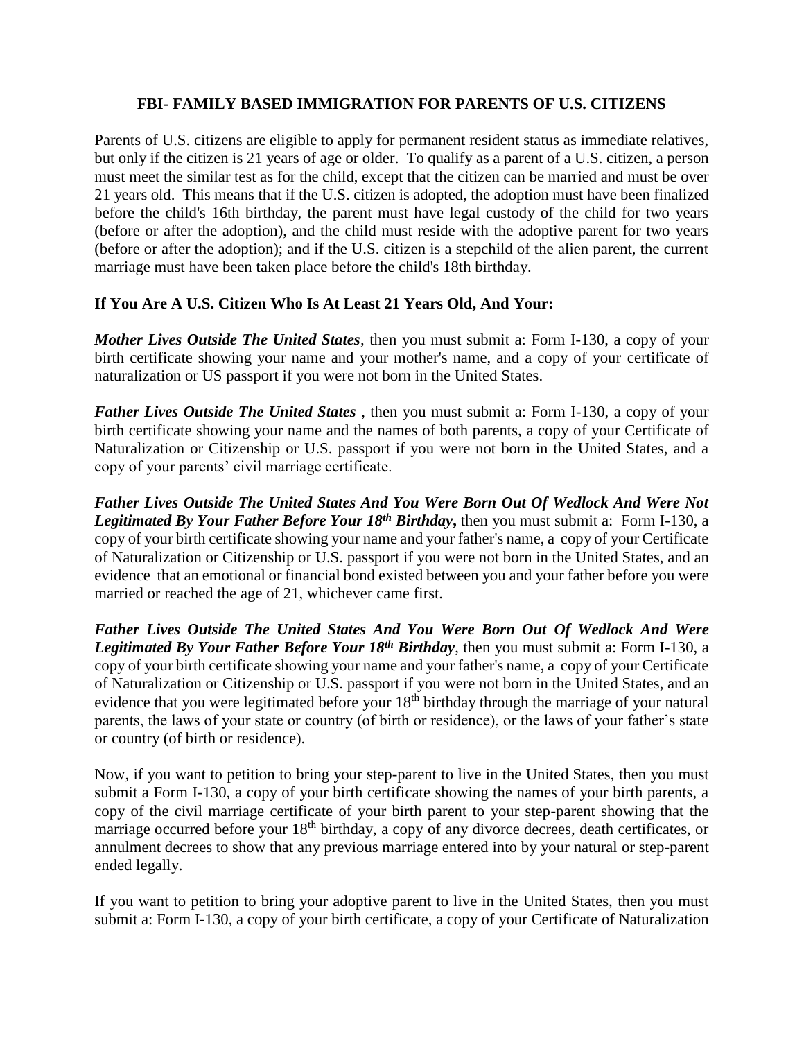# FBI- FAMILY BASED IMMIGRATION FOR PARENTS OF U.S. CITIZENS

Parents of U.S. citizens are eligible to apply for permanent resident status as immediate relatives, but only if the citizen is 21 years of age or older. To qualify as a parent of a U.S. citizen, a person must meet the similar test as for the child, except that the citizen can be married and must be over 21 years old. This means that if the U.S. citizen is adopted, the adoption must have been finalized before the child's 16th birthday, the parent must have legal custody of the child for two years (before or after the adoption), and the child must reside with the adoptive parent for two years (before or after the adoption); and if the U.S. citizen is a stepchild of the alien parent, the current marriage must have been taken place before the child's 18th birthday.

## If You Are A U.S. Citizen Who Is At Least 21 Years Old, And Your:

***Mother Lives Outside The United States***, then you must submit a: Form I-130, a copy of your birth certificate showing your name and your mother's name, and a copy of your certificate of naturalization or US passport if you were not born in the United States.

***Father Lives Outside The United States*** , then you must submit a: Form I-130, a copy of your birth certificate showing your name and the names of both parents, a copy of your Certificate of Naturalization or Citizenship or U.S. passport if you were not born in the United States, and a copy of your parents' civil marriage certificate.

***Father Lives Outside The United States And You Were Born Out Of Wedlock And Were Not Legitimated By Your Father Before Your 18th Birthday*,** then you must submit a: Form I-130, a copy of your birth certificate showing your name and your father's name, a copy of your Certificate of Naturalization or Citizenship or U.S. passport if you were not born in the United States, and an evidence that an emotional or financial bond existed between you and your father before you were married or reached the age of 21, whichever came first.

***Father Lives Outside The United States And You Were Born Out Of Wedlock And Were Legitimated By Your Father Before Your 18th Birthday***, then you must submit a: Form I-130, a copy of your birth certificate showing your name and your father's name, a copy of your Certificate of Naturalization or Citizenship or U.S. passport if you were not born in the United States, and an evidence that you were legitimated before your 18th birthday through the marriage of your natural parents, the laws of your state or country (of birth or residence), or the laws of your father's state or country (of birth or residence).

Now, if you want to petition to bring your step-parent to live in the United States, then you must submit a Form I-130, a copy of your birth certificate showing the names of your birth parents, a copy of the civil marriage certificate of your birth parent to your step-parent showing that the marriage occurred before your 18th birthday, a copy of any divorce decrees, death certificates, or annulment decrees to show that any previous marriage entered into by your natural or step-parent ended legally.

If you want to petition to bring your adoptive parent to live in the United States, then you must submit a: Form I-130, a copy of your birth certificate, a copy of your Certificate of Naturalization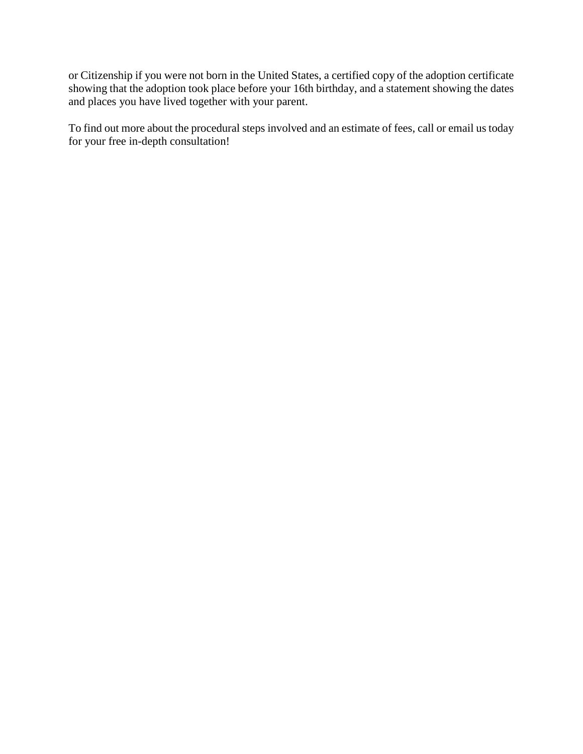or Citizenship if you were not born in the United States, a certified copy of the adoption certificate showing that the adoption took place before your 16th birthday, and a statement showing the dates and places you have lived together with your parent.

To find out more about the procedural steps involved and an estimate of fees, call or email us today for your free in-depth consultation!